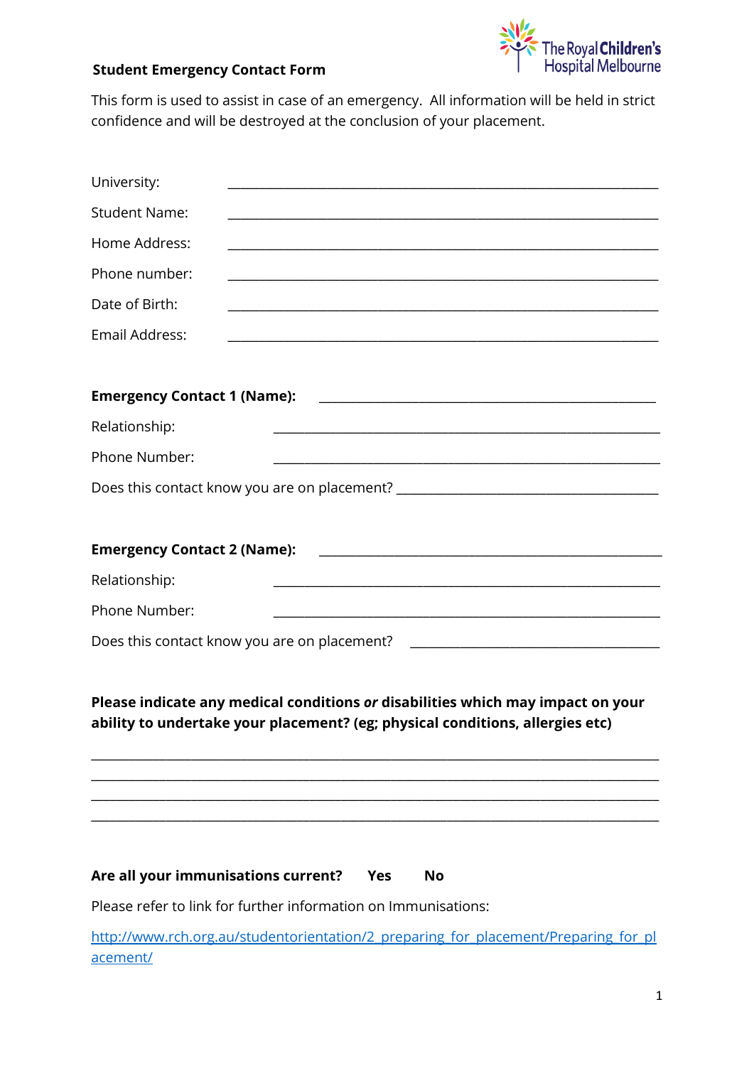**Student Emergency Contact Form**

The Royal Children's Hospital Melbourne

This form is used to assist in case of an emergency. All information will be held in strict confidence and will be destroyed at the conclusion of your placement.

University: ____________________________________________

Student Name: ____________________________________________

Home Address: ____________________________________________

Phone number: ____________________________________________

Date of Birth: ____________________________________________

Email Address: ____________________________________________

**Emergency Contact 1 (Name):** ____________________________________

Relationship: ____________________________________________

Phone Number: ____________________________________________

Does this contact know you are on placement? ____________________________

**Emergency Contact 2 (Name):** ____________________________________

Relationship: ____________________________________________

Phone Number: ____________________________________________

Does this contact know you are on placement? ____________________________

**Please indicate any medical conditions *or* disabilities which may impact on your ability to undertake your placement? (eg; physical conditions, allergies etc)**

________________________________________________________________

________________________________________________________________

________________________________________________________________

________________________________________________________________

**Are all your immunisations current? Yes No**

Please refer to link for further information on Immunisations:

http://www.rch.org.au/studentorientation/2_preparing_for_placement/Preparing_for_placement/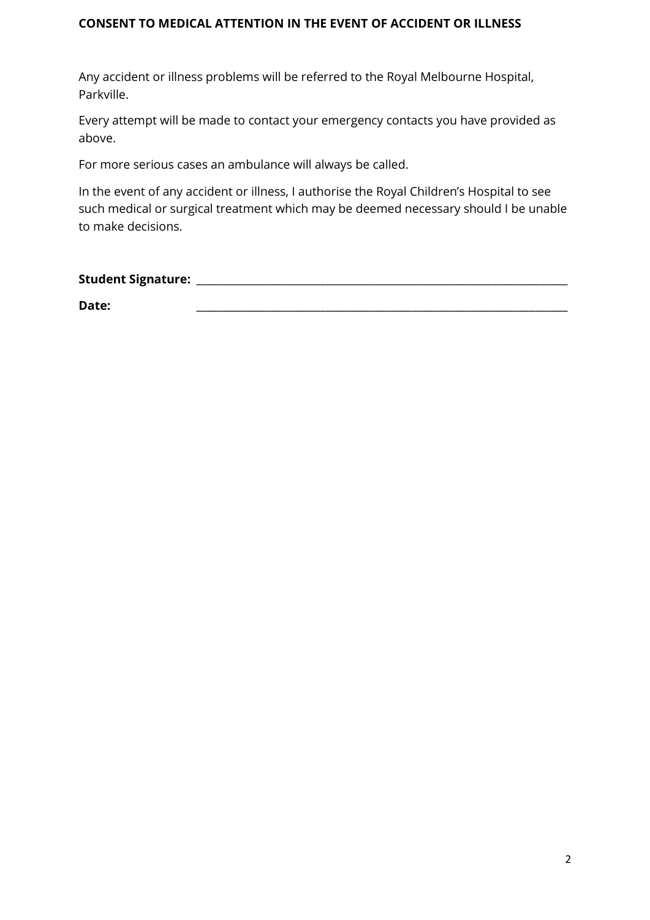**CONSENT TO MEDICAL ATTENTION IN THE EVENT OF ACCIDENT OR ILLNESS**

Any accident or illness problems will be referred to the Royal Melbourne Hospital, Parkville.

Every attempt will be made to contact your emergency contacts you have provided as above.

For more serious cases an ambulance will always be called.

In the event of any accident or illness, I authorise the Royal Children's Hospital to see such medical or surgical treatment which may be deemed necessary should I be unable to make decisions.

**Student Signature:** ___________________________________________________________

**Date:** ___________________________________________________________